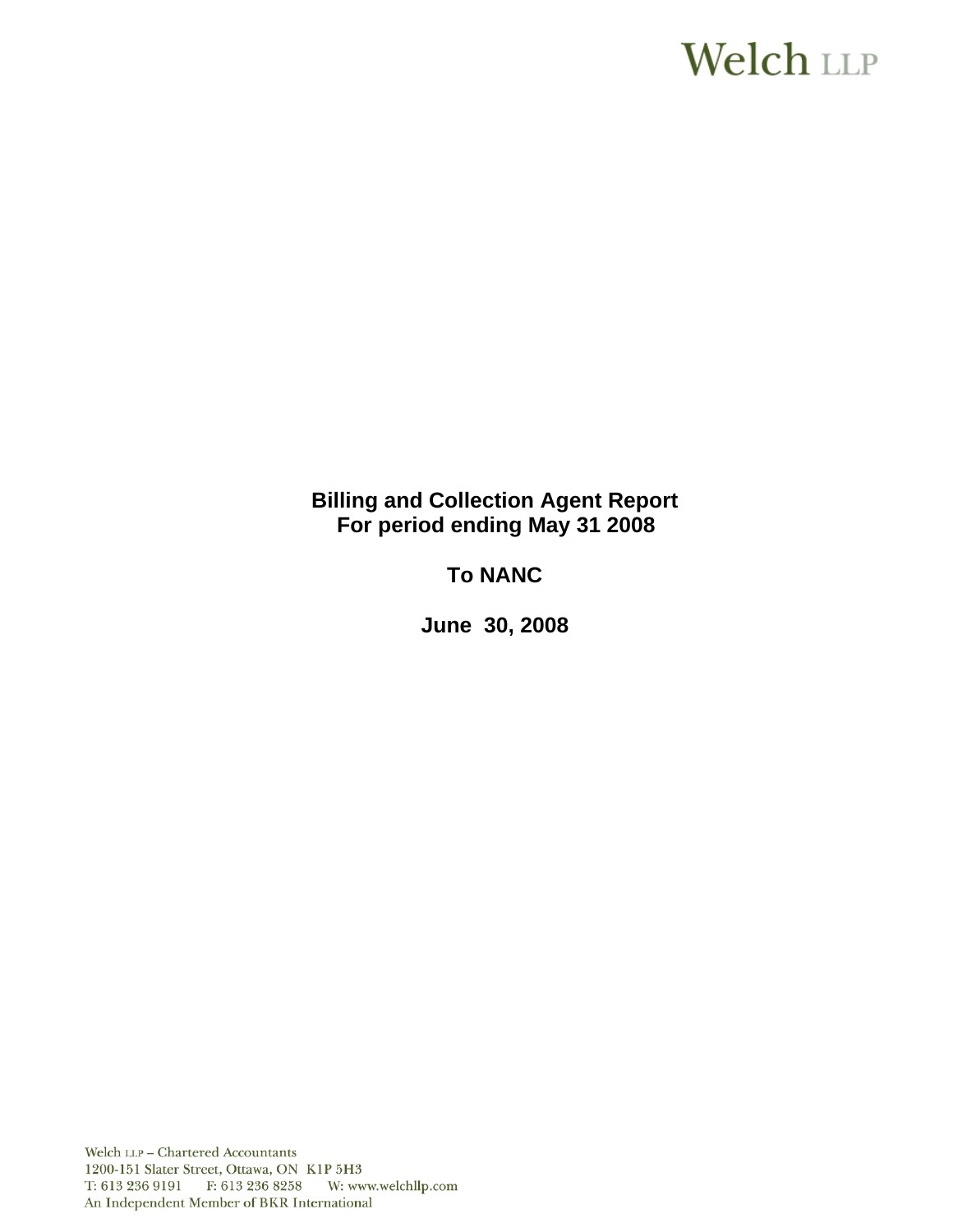Welch LLP

**Billing and Collection Agent Report**
**For period ending May 31 2008**

**To NANC**

**June 30, 2008**

Welch LLP – Chartered Accountants
1200-151 Slater Street, Ottawa, ON K1P 5H3
T: 613 236 9191 F: 613 236 8258 W: www.welchllp.com
An Independent Member of BKR International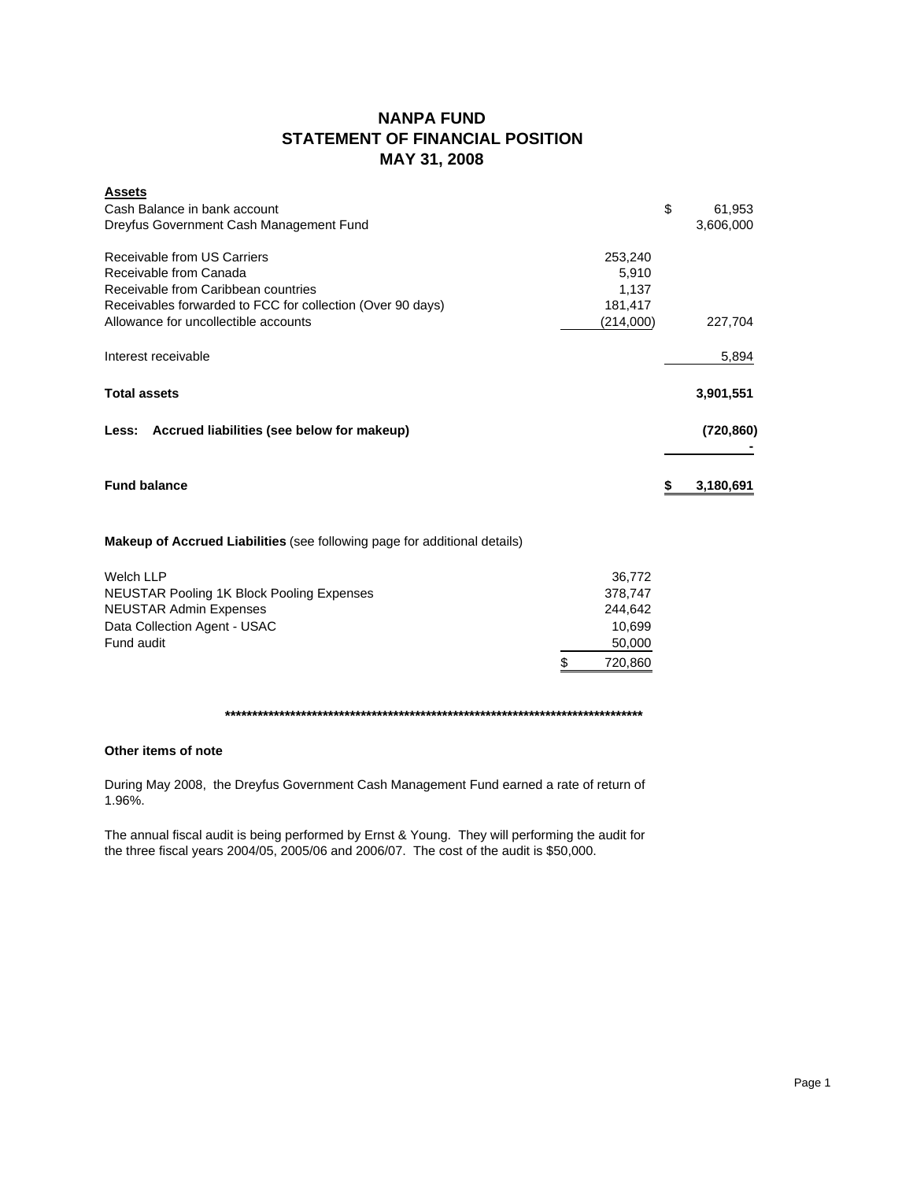# NANPA FUND
## STATEMENT OF FINANCIAL POSITION
## MAY 31, 2008

| **Assets** | | |
|---|---|---|
| Cash Balance in bank account | | $ 61,953 |
| Dreyfus Government Cash Management Fund | | 3,606,000 |
| | | |
| Receivable from US Carriers | 253,240 | |
| Receivable from Canada | 5,910 | |
| Receivable from Caribbean countries | 1,137 | |
| Receivables forwarded to FCC for collection (Over 90 days) | 181,417 | |
| Allowance for uncollectible accounts | (214,000) | 227,704 |
| | | |
| Interest receivable | | 5,894 |
| | | |
| **Total assets** | | **3,901,551** |
| | | |
| **Less: Accrued liabilities (see below for makeup)** | | **(720,860)** |
| | | **-** |
| | | |
| **Fund balance** | | **$ 3,180,691** |

**Makeup of Accrued Liabilities** (see following page for additional details)

| | |
|---|---|
| Welch LLP | 36,772 |
| NEUSTAR Pooling 1K Block Pooling Expenses | 378,747 |
| NEUSTAR Admin Expenses | 244,642 |
| Data Collection Agent - USAC | 10,699 |
| Fund audit | 50,000 |
| | $ 720,860 |

********************************************************************************

**Other items of note**

During May 2008, the Dreyfus Government Cash Management Fund earned a rate of return of 1.96%.

The annual fiscal audit is being performed by Ernst & Young. They will performing the audit for the three fiscal years 2004/05, 2005/06 and 2006/07. The cost of the audit is $50,000.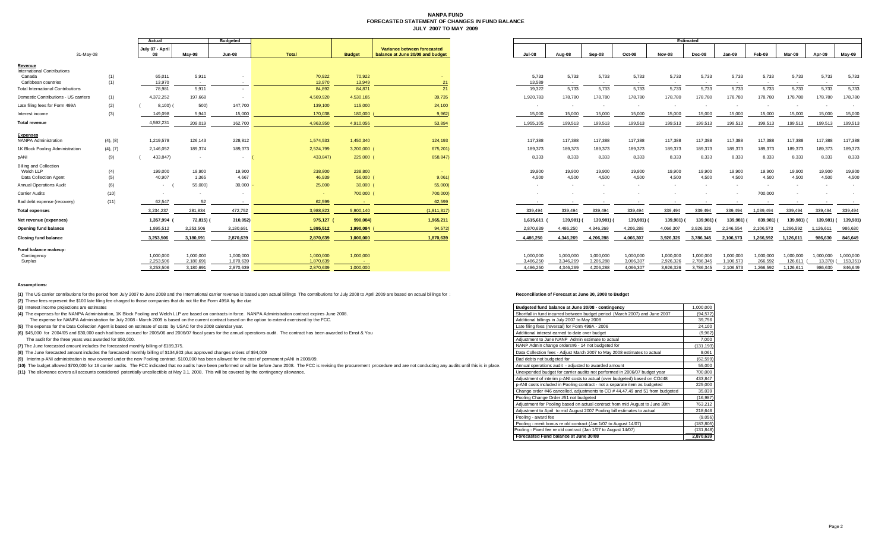# NANPA FUND
## FORECASTED STATEMENT OF CHANGES IN FUND BALANCE
### JULY 2007 TO MAY 2009

| 31-May-08 | | Actual July 07 - April 08 | Actual May-08 | Budgeted Jun-08 | Total | Budget | Variance between forecasted balance at June 30/08 and budget |
|---|---|---|---|---|---|---|---|
| **Revenue** | | | | | | | |
| International Contributions | | | | | | | |
| Canada | (1) | 65,011 | 5,911 | - | 70,922 | 70,922 | - |
| Caribbean countries | (1) | 13,970 | - | - | 13,970 | 13,949 | 21 |
| Total International Contributions | | 78,981 | 5,911 | - | 84,892 | 84,871 | 21 |
| Domestic Contributions - US carriers | (1) | 4,372,252 | 197,668 | - | 4,569,920 | 4,530,185 | 39,735 |
| Late filing fees for Form 499A | (2) | (8,100) | (500) | 147,700 | 139,100 | 115,000 | 24,100 |
| Interest income | (3) | 149,098 | 5,940 | 15,000 | 170,038 | 180,000 | (9,962) |
| **Total revenue** | | 4,592,231 | 209,019 | 162,700 | 4,963,950 | 4,910,056 | 53,894 |
| **Expenses** | | | | | | | |
| NANPA Administration | (4), (8) | 1,219,578 | 126,143 | 228,812 | 1,574,533 | 1,450,340 | 124,193 |
| 1K Block Pooling Administration | (4), (7) | 2,146,052 | 189,374 | 189,373 | 2,524,799 | 3,200,000 | (675,201) |
| pANI | (9) | (433,847) | - | - | (433,847) | 225,000 | (658,847) |
| Billing and Collection | | | | | | | |
| Welch LLP | (4) | 199,000 | 19,900 | 19,900 | 238,800 | 238,800 | - |
| Data Collection Agent | (5) | 40,907 | 1,365 | 4,667 | 46,939 | 56,000 | (9,061) |
| Annual Operations Audit | (6) | - | (55,000) | 30,000 | 25,000 | 30,000 | (55,000) |
| Carrier Audits | (10) | - | - | - | - | 700,000 | (700,000) |
| Bad debt expense (recovery) | (11) | 62,547 | 52 | - | 62,599 | - | 62,599 |
| **Total expenses** | | 3,234,237 | 281,834 | 472,752 | 3,988,823 | 5,900,140 | (1,911,317) |
| **Net revenue (expenses)** | | 1,357,994 | (72,815) | (310,052) | 975,127 | (990,084) | 1,965,211 |
| **Opening fund balance** | | 1,895,512 | 3,253,506 | 3,180,691 | 1,895,512 | 1,990,084 | (94,572) |
| **Closing fund balance** | | 3,253,506 | 3,180,691 | 2,870,639 | 2,870,639 | 1,000,000 | 1,870,639 |
| **Fund balance makeup:** | | | | | | | |
| Contingency | | 1,000,000 | 1,000,000 | 1,000,000 | 1,000,000 | 1,000,000 | |
| Surplus | | 2,253,506 | 2,180,691 | 1,870,639 | 1,870,639 | - | |
| | | 3,253,506 | 3,180,691 | 2,870,639 | 2,870,639 | 1,000,000 | |

| Estimated | Jul-08 | Aug-08 | Sep-08 | Oct-08 | Nov-08 | Dec-08 | Jan-09 | Feb-09 | Mar-09 | Apr-09 | May-09 |
|---|---|---|---|---|---|---|---|---|---|---|---|
| **Revenue** | | | | | | | | | | | |
| Canada | 5,733 | 5,733 | 5,733 | 5,733 | 5,733 | 5,733 | 5,733 | 5,733 | 5,733 | 5,733 | 5,733 |
| Caribbean countries | 13,589 | - | - | - | - | - | - | - | - | - | - |
| Total International Contributions | 19,322 | 5,733 | 5,733 | 5,733 | 5,733 | 5,733 | 5,733 | 5,733 | 5,733 | 5,733 | 5,733 |
| Domestic Contributions - US carriers | 1,920,783 | 178,780 | 178,780 | 178,780 | 178,780 | 178,780 | 178,780 | 178,780 | 178,780 | 178,780 | 178,780 |
| Late filing fees for Form 499A | - | - | - | - | - | - | - | - | - | - | - |
| Interest income | 15,000 | 15,000 | 15,000 | 15,000 | 15,000 | 15,000 | 15,000 | 15,000 | 15,000 | 15,000 | 15,000 |
| **Total revenue** | 1,955,105 | 199,513 | 199,513 | 199,513 | 199,513 | 199,513 | 199,513 | 199,513 | 199,513 | 199,513 | 199,513 |
| **Expenses** | | | | | | | | | | | |
| NANPA Administration | 117,388 | 117,388 | 117,388 | 117,388 | 117,388 | 117,388 | 117,388 | 117,388 | 117,388 | 117,388 | 117,388 |
| 1K Block Pooling Administration | 189,373 | 189,373 | 189,373 | 189,373 | 189,373 | 189,373 | 189,373 | 189,373 | 189,373 | 189,373 | 189,373 |
| pANI | 8,333 | 8,333 | 8,333 | 8,333 | 8,333 | 8,333 | 8,333 | 8,333 | 8,333 | 8,333 | 8,333 |
| Welch LLP | 19,900 | 19,900 | 19,900 | 19,900 | 19,900 | 19,900 | 19,900 | 19,900 | 19,900 | 19,900 | 19,900 |
| Data Collection Agent | 4,500 | 4,500 | 4,500 | 4,500 | 4,500 | 4,500 | 4,500 | 4,500 | 4,500 | 4,500 | 4,500 |
| Annual Operations Audit | - | - | - | - | - | - | - | - | - | - | - |
| Carrier Audits | - | - | - | - | - | - | - | 700,000 | - | - | - |
| Bad debt expense (recovery) | - | - | - | - | - | - | - | - | - | - | - |
| **Total expenses** | 339,494 | 339,494 | 339,494 | 339,494 | 339,494 | 339,494 | 339,494 | 1,039,494 | 339,494 | 339,494 | 339,494 |
| **Net revenue (expenses)** | 1,615,611 | (139,981) | (139,981) | (139,981) | (139,981) | (139,981) | (139,981) | (839,981) | (139,981) | (139,981) | (139,981) |
| **Opening fund balance** | 2,870,639 | 4,486,250 | 4,346,269 | 4,206,288 | 4,066,307 | 3,926,326 | 2,246,554 | 2,106,573 | 1,266,592 | 1,126,611 | 986,630 |
| **Closing fund balance** | 4,486,250 | 4,346,269 | 4,206,288 | 4,066,307 | 3,926,326 | 3,786,345 | 2,106,573 | 1,266,592 | 1,126,611 | 986,630 | 846,649 |
| Contingency | 1,000,000 | 1,000,000 | 1,000,000 | 1,000,000 | 1,000,000 | 1,000,000 | 1,000,000 | 1,000,000 | 1,000,000 | 1,000,000 | 1,000,000 |
| Surplus | 3,486,250 | 3,346,269 | 3,206,288 | 3,066,307 | 2,926,326 | 2,786,345 | 1,106,573 | 266,592 | 126,611 | (13,370) | (153,351) |
| | 4,486,250 | 4,346,269 | 4,206,288 | 4,066,307 | 3,926,326 | 3,786,345 | 2,106,573 | 1,266,592 | 1,126,611 | 986,630 | 846,649 |

**Assumptions:**

**(1)** The US carrier contributions for the period from July 2007 to June 2008 and the International carrier revenue is based upon actual billings The contributions for July 2008 to April 2009 are based on actual billings for :

**(2)** These fees represent the $100 late filing fee charged to those companies that do not file the Form 499A by the due

**(3)** Interest income projections are estimates

**(4)** The expenses for the NANPA Administration, 1K Block Pooling and Welch LLP are based on contracts in force. NANPA Administration contract expires June 2008.
The expense for NANPA Administration for July 2008 - March 2009 is based on the current contract based on the option to extend exercised by the FCC.

**(5)** The expense for the Data Collection Agent is based on estimate of costs by USAC for the 2008 calendar year.

**(6)** $45,000 for 2004/05 and $30,000 each had been accrued for 2005/06 and 2006/07 fiscal years for the annual operations audit. The contract has been awarded to Ernst & You
The audit for the three years was awarded for $50,000.

**(7)** The June forecasted amount includes the forecasted monthly billing of $189,375.

**(8)** The June forecasted amount includes the forecasted monthly billing of $134,803 plus approved changes orders of $94,009

**(9)** Interim p-ANI administration is now covered under the new Pooling contract. $100,000 has been allowed for the cost of permanent pANI in 2008/09.

**(10)** The budget allowed $700,000 for 16 carrier audits. The FCC indicated that no audits have been performed or will be before June 2008. The FCC is revising the procurement procedure and are not conducting any audits until this is in place.

**(11)** The allowance covers all accounts considered potentially uncollectible at May 3.1, 2008. This will be covered by the contingency allowance.

**Reconciliation of Forecast at June 30, 2008 to Budget**

| Item | Amount |
|---|---|
| Budgeted fund balance at June 30/08 - contingency | 1,000,000 |
| Shortfall in fund incurred between budget period (March 2007) and June 2007 | (94,572) |
| Additional billings in July 2007 to May 2008 | 39,756 |
| Late filing fees (reversal) for Form 499A - 2006 | 24,100 |
| Additional interest earned to date over budget | (9,962) |
| Adjustment to June NANP Admin estimate to actual | 7,000 |
| NANP Admin change orders#6 - 14 not budgeted for | (131,193) |
| Data Collection fees - Adjust March 2007 to May 2008 estimates to actual | 9,061 |
| Bad debts not budgeted for | (62,599) |
| Annual operations audit - adjusted to awarded amount | 55,000 |
| Unexpended budget for carrier audits not performed in 2006/07 budget year | 700,000 |
| Adjustment of interim p-ANI costs to actual (over budgeted) based on CO#48 | 433,847 |
| p-ANI costs included in Pooling contract - not a separate item as budgeted | 225,000 |
| Change order #46 cancelled, adjustments to CO # 44,47,49 and 51 from budgeted | 35,039 |
| Pooling Change Order #51 not budgeted | (16,987) |
| Adjustment for Pooling based on actual contract from mid August to June 30th | 763,212 |
| Adjustment to April to mid August 2007 Pooling bill estimates to actual | 218,646 |
| Pooling - award fee | (9,056) |
| Pooling - merit bonus re old contract (Jan 1/07 to August 14/07) | (183,805) |
| Pooling - Fixed fee re old contract (Jan 1/07 to August 14/07) | (131,848) |
| **Forecasted Fund balance at June 30/08** | **2,870,639** |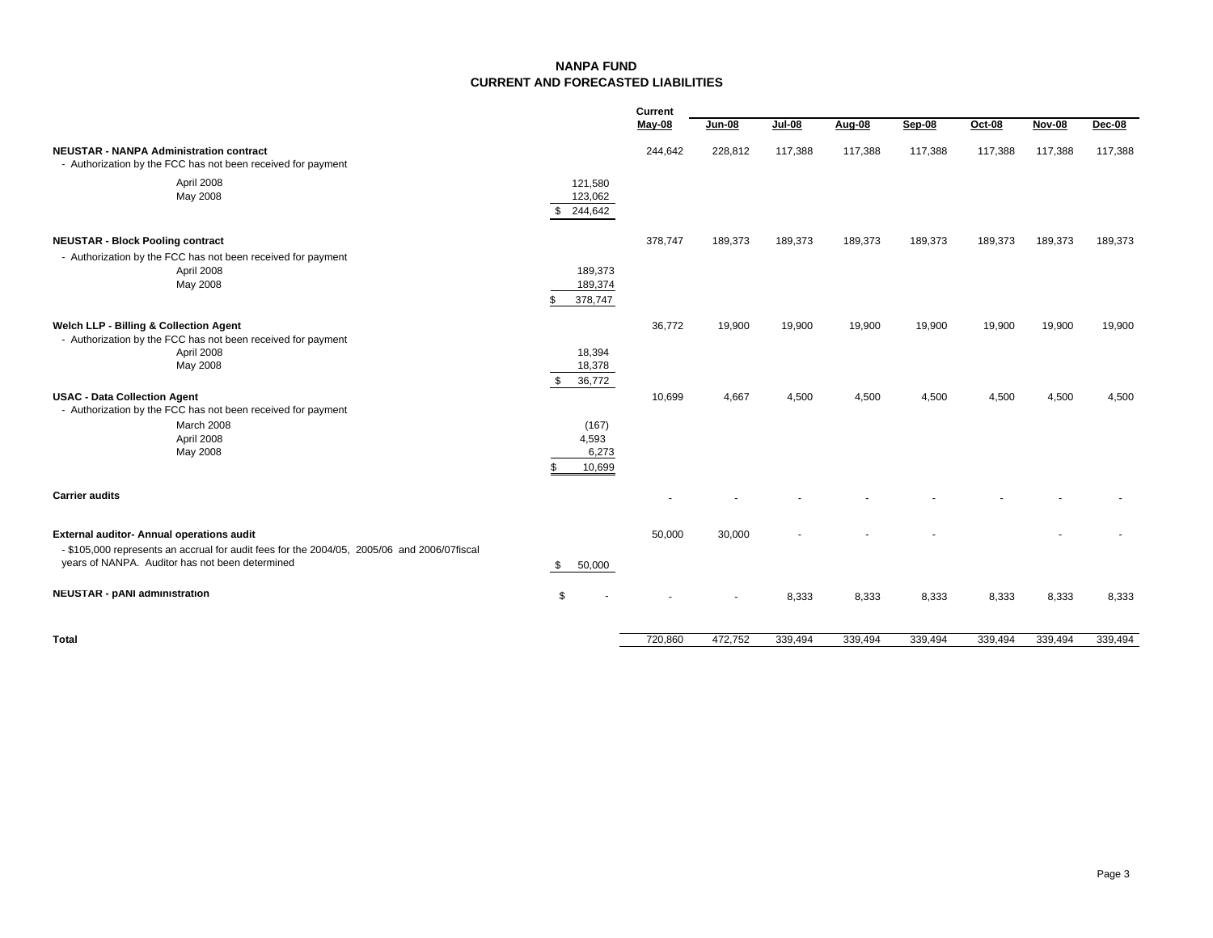# NANPA FUND
## CURRENT AND FORECASTED LIABILITIES

| | | Current May-08 | Jun-08 | Jul-08 | Aug-08 | Sep-08 | Oct-08 | Nov-08 | Dec-08 |
|---|---|---|---|---|---|---|---|---|---|
| **NEUSTAR - NANPA Administration contract** | | 244,642 | 228,812 | 117,388 | 117,388 | 117,388 | 117,388 | 117,388 | 117,388 |
| - Authorization by the FCC has not been received for payment | | | | | | | | | |
| April 2008 | 121,580 | | | | | | | | |
| May 2008 | 123,062 | | | | | | | | |
| | $ 244,642 | | | | | | | | |
| **NEUSTAR - Block Pooling contract** | | 378,747 | 189,373 | 189,373 | 189,373 | 189,373 | 189,373 | 189,373 | 189,373 |
| - Authorization by the FCC has not been received for payment | | | | | | | | | |
| April 2008 | 189,373 | | | | | | | | |
| May 2008 | 189,374 | | | | | | | | |
| | $ 378,747 | | | | | | | | |
| **Welch LLP - Billing & Collection Agent** | | 36,772 | 19,900 | 19,900 | 19,900 | 19,900 | 19,900 | 19,900 | 19,900 |
| - Authorization by the FCC has not been received for payment | | | | | | | | | |
| April 2008 | 18,394 | | | | | | | | |
| May 2008 | 18,378 | | | | | | | | |
| | $ 36,772 | | | | | | | | |
| **USAC - Data Collection Agent** | | 10,699 | 4,667 | 4,500 | 4,500 | 4,500 | 4,500 | 4,500 | 4,500 |
| - Authorization by the FCC has not been received for payment | | | | | | | | | |
| March 2008 | (167) | | | | | | | | |
| April 2008 | 4,593 | | | | | | | | |
| May 2008 | 6,273 | | | | | | | | |
| | $ 10,699 | | | | | | | | |
| **Carrier audits** | | - | - | - | - | - | - | - | - |
| **External auditor- Annual operations audit** | | 50,000 | 30,000 | - | - | - | | - | - |
| - $105,000 represents an accrual for audit fees for the 2004/05, 2005/06 and 2006/07fiscal years of NANPA. Auditor has not been determined | $ 50,000 | | | | | | | | |
| **NEUSTAR - pANI administration** | $ - | - | - | 8,333 | 8,333 | 8,333 | 8,333 | 8,333 | 8,333 |
| **Total** | | 720,860 | 472,752 | 339,494 | 339,494 | 339,494 | 339,494 | 339,494 | 339,494 |